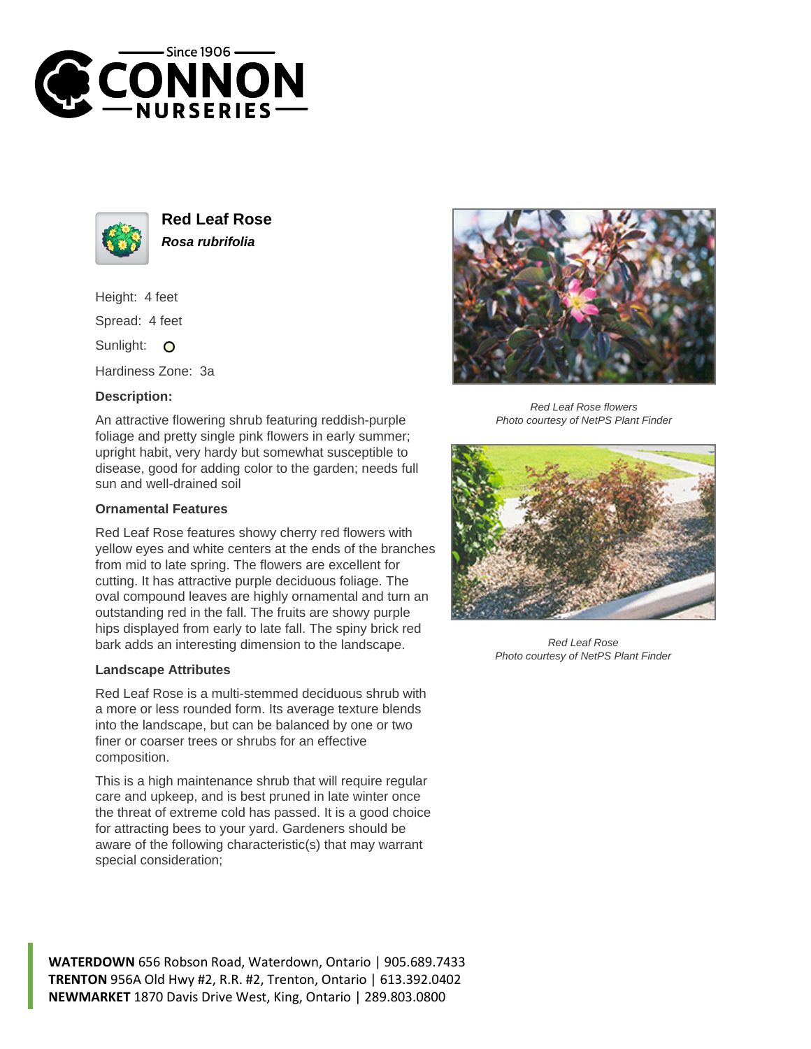# Red Leaf Rose

***Rosa rubrifolia***

Height: 4 feet

Spread: 4 feet

Sunlight: O

Hardiness Zone: 3a

### Description:

An attractive flowering shrub featuring reddish-purple foliage and pretty single pink flowers in early summer; upright habit, very hardy but somewhat susceptible to disease, good for adding color to the garden; needs full sun and well-drained soil

### Ornamental Features

Red Leaf Rose features showy cherry red flowers with yellow eyes and white centers at the ends of the branches from mid to late spring. The flowers are excellent for cutting. It has attractive purple deciduous foliage. The oval compound leaves are highly ornamental and turn an outstanding red in the fall. The fruits are showy purple hips displayed from early to late fall. The spiny brick red bark adds an interesting dimension to the landscape.

### Landscape Attributes

Red Leaf Rose is a multi-stemmed deciduous shrub with a more or less rounded form. Its average texture blends into the landscape, but can be balanced by one or two finer or coarser trees or shrubs for an effective composition.

This is a high maintenance shrub that will require regular care and upkeep, and is best pruned in late winter once the threat of extreme cold has passed. It is a good choice for attracting bees to your yard. Gardeners should be aware of the following characteristic(s) that may warrant special consideration;

*Red Leaf Rose flowers*
*Photo courtesy of NetPS Plant Finder*

*Red Leaf Rose*
*Photo courtesy of NetPS Plant Finder*

**WATERDOWN** 656 Robson Road, Waterdown, Ontario | 905.689.7433
**TRENTON** 956A Old Hwy #2, R.R. #2, Trenton, Ontario | 613.392.0402
**NEWMARKET** 1870 Davis Drive West, King, Ontario | 289.803.0800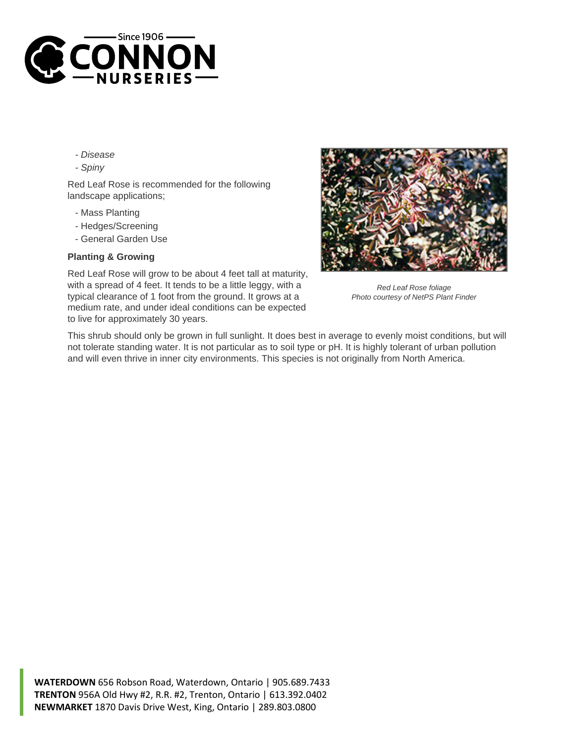- *Disease*
- *Spiny*

Red Leaf Rose is recommended for the following landscape applications;

- Mass Planting
- Hedges/Screening
- General Garden Use

**Planting & Growing**

Red Leaf Rose will grow to be about 4 feet tall at maturity, with a spread of 4 feet. It tends to be a little leggy, with a typical clearance of 1 foot from the ground. It grows at a medium rate, and under ideal conditions can be expected to live for approximately 30 years.

*Red Leaf Rose foliage*
*Photo courtesy of NetPS Plant Finder*

This shrub should only be grown in full sunlight. It does best in average to evenly moist conditions, but will not tolerate standing water. It is not particular as to soil type or pH. It is highly tolerant of urban pollution and will even thrive in inner city environments. This species is not originally from North America.

**WATERDOWN** 656 Robson Road, Waterdown, Ontario | 905.689.7433
**TRENTON** 956A Old Hwy #2, R.R. #2, Trenton, Ontario | 613.392.0402
**NEWMARKET** 1870 Davis Drive West, King, Ontario | 289.803.0800